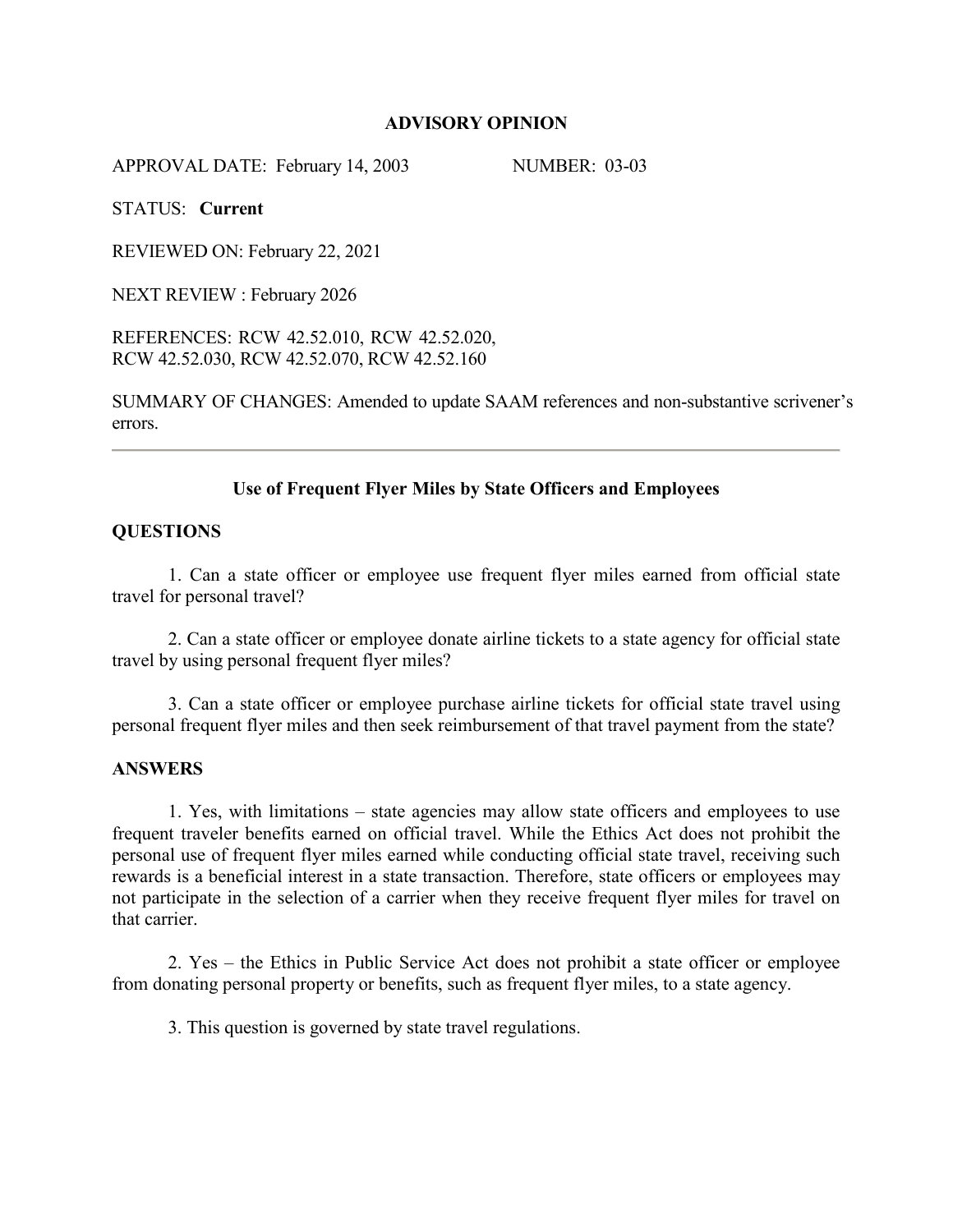# ADVISORY OPINION

APPROVAL DATE: February 14, 2003 NUMBER: 03-03

STATUS: **Current**

REVIEWED ON: February 22, 2021

NEXT REVIEW : February 2026

REFERENCES: RCW 42.52.010, RCW 42.52.020, RCW 42.52.030, RCW 42.52.070, RCW 42.52.160

SUMMARY OF CHANGES: Amended to update SAAM references and non-substantive scrivener's errors.

---

## Use of Frequent Flyer Miles by State Officers and Employees

### QUESTIONS

1. Can a state officer or employee use frequent flyer miles earned from official state travel for personal travel?

2. Can a state officer or employee donate airline tickets to a state agency for official state travel by using personal frequent flyer miles?

3. Can a state officer or employee purchase airline tickets for official state travel using personal frequent flyer miles and then seek reimbursement of that travel payment from the state?

### ANSWERS

1. Yes, with limitations – state agencies may allow state officers and employees to use frequent traveler benefits earned on official travel. While the Ethics Act does not prohibit the personal use of frequent flyer miles earned while conducting official state travel, receiving such rewards is a beneficial interest in a state transaction. Therefore, state officers or employees may not participate in the selection of a carrier when they receive frequent flyer miles for travel on that carrier.

2. Yes – the Ethics in Public Service Act does not prohibit a state officer or employee from donating personal property or benefits, such as frequent flyer miles, to a state agency.

3. This question is governed by state travel regulations.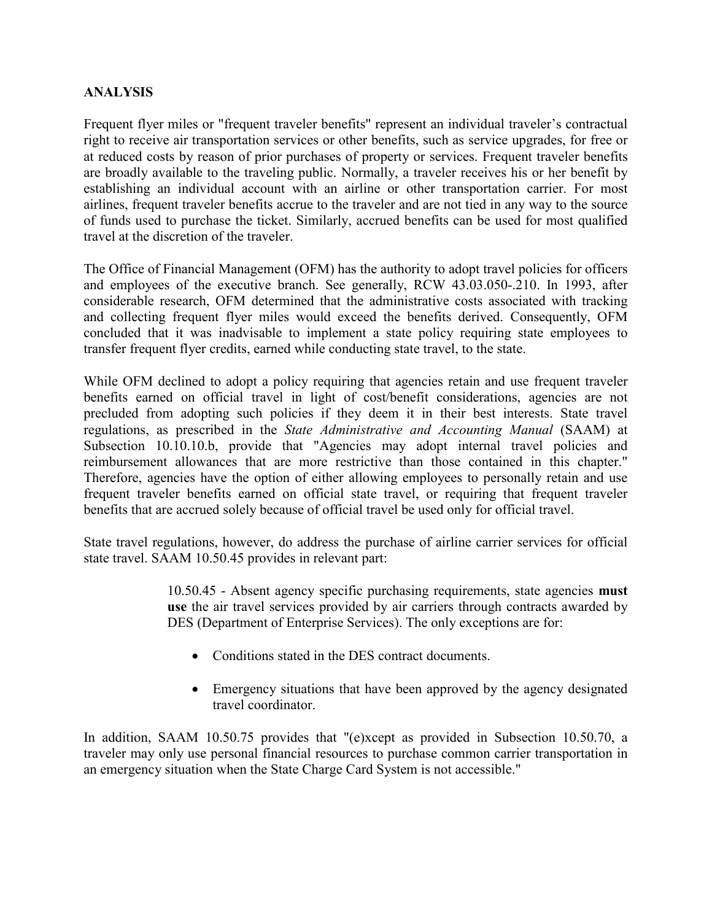**ANALYSIS**

Frequent flyer miles or "frequent traveler benefits" represent an individual traveler's contractual right to receive air transportation services or other benefits, such as service upgrades, for free or at reduced costs by reason of prior purchases of property or services. Frequent traveler benefits are broadly available to the traveling public. Normally, a traveler receives his or her benefit by establishing an individual account with an airline or other transportation carrier. For most airlines, frequent traveler benefits accrue to the traveler and are not tied in any way to the source of funds used to purchase the ticket. Similarly, accrued benefits can be used for most qualified travel at the discretion of the traveler.

The Office of Financial Management (OFM) has the authority to adopt travel policies for officers and employees of the executive branch. See generally, RCW 43.03.050-.210. In 1993, after considerable research, OFM determined that the administrative costs associated with tracking and collecting frequent flyer miles would exceed the benefits derived. Consequently, OFM concluded that it was inadvisable to implement a state policy requiring state employees to transfer frequent flyer credits, earned while conducting state travel, to the state.

While OFM declined to adopt a policy requiring that agencies retain and use frequent traveler benefits earned on official travel in light of cost/benefit considerations, agencies are not precluded from adopting such policies if they deem it in their best interests. State travel regulations, as prescribed in the *State Administrative and Accounting Manual* (SAAM) at Subsection 10.10.10.b, provide that "Agencies may adopt internal travel policies and reimbursement allowances that are more restrictive than those contained in this chapter." Therefore, agencies have the option of either allowing employees to personally retain and use frequent traveler benefits earned on official state travel, or requiring that frequent traveler benefits that are accrued solely because of official travel be used only for official travel.

State travel regulations, however, do address the purchase of airline carrier services for official state travel. SAAM 10.50.45 provides in relevant part:

> 10.50.45 - Absent agency specific purchasing requirements, state agencies **must use** the air travel services provided by air carriers through contracts awarded by DES (Department of Enterprise Services). The only exceptions are for:
>
> - Conditions stated in the DES contract documents.
> - Emergency situations that have been approved by the agency designated travel coordinator.

In addition, SAAM 10.50.75 provides that "(e)xcept as provided in Subsection 10.50.70, a traveler may only use personal financial resources to purchase common carrier transportation in an emergency situation when the State Charge Card System is not accessible."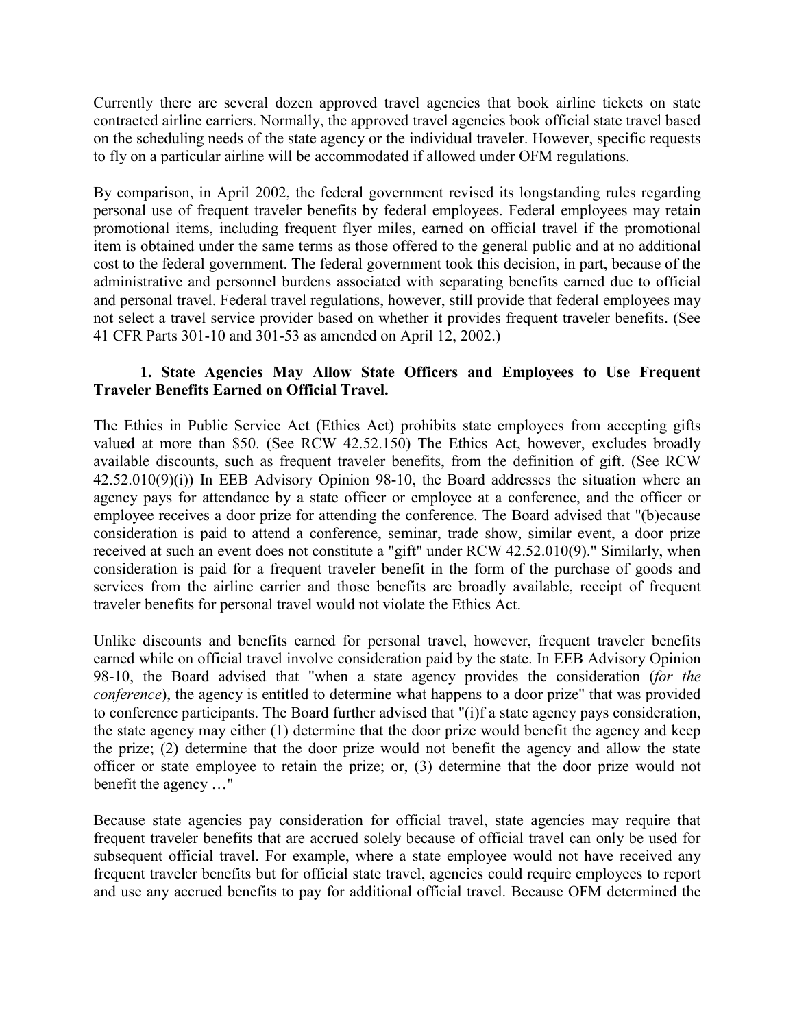Currently there are several dozen approved travel agencies that book airline tickets on state contracted airline carriers. Normally, the approved travel agencies book official state travel based on the scheduling needs of the state agency or the individual traveler. However, specific requests to fly on a particular airline will be accommodated if allowed under OFM regulations.

By comparison, in April 2002, the federal government revised its longstanding rules regarding personal use of frequent traveler benefits by federal employees. Federal employees may retain promotional items, including frequent flyer miles, earned on official travel if the promotional item is obtained under the same terms as those offered to the general public and at no additional cost to the federal government. The federal government took this decision, in part, because of the administrative and personnel burdens associated with separating benefits earned due to official and personal travel. Federal travel regulations, however, still provide that federal employees may not select a travel service provider based on whether it provides frequent traveler benefits. (See 41 CFR Parts 301-10 and 301-53 as amended on April 12, 2002.)

**1. State Agencies May Allow State Officers and Employees to Use Frequent Traveler Benefits Earned on Official Travel.**

The Ethics in Public Service Act (Ethics Act) prohibits state employees from accepting gifts valued at more than $50. (See RCW 42.52.150) The Ethics Act, however, excludes broadly available discounts, such as frequent traveler benefits, from the definition of gift. (See RCW 42.52.010(9)(i)) In EEB Advisory Opinion 98-10, the Board addresses the situation where an agency pays for attendance by a state officer or employee at a conference, and the officer or employee receives a door prize for attending the conference. The Board advised that "(b)ecause consideration is paid to attend a conference, seminar, trade show, similar event, a door prize received at such an event does not constitute a "gift" under RCW 42.52.010(9)." Similarly, when consideration is paid for a frequent traveler benefit in the form of the purchase of goods and services from the airline carrier and those benefits are broadly available, receipt of frequent traveler benefits for personal travel would not violate the Ethics Act.

Unlike discounts and benefits earned for personal travel, however, frequent traveler benefits earned while on official travel involve consideration paid by the state. In EEB Advisory Opinion 98-10, the Board advised that "when a state agency provides the consideration (*for the conference*), the agency is entitled to determine what happens to a door prize" that was provided to conference participants. The Board further advised that "(i)f a state agency pays consideration, the state agency may either (1) determine that the door prize would benefit the agency and keep the prize; (2) determine that the door prize would not benefit the agency and allow the state officer or state employee to retain the prize; or, (3) determine that the door prize would not benefit the agency …"

Because state agencies pay consideration for official travel, state agencies may require that frequent traveler benefits that are accrued solely because of official travel can only be used for subsequent official travel. For example, where a state employee would not have received any frequent traveler benefits but for official state travel, agencies could require employees to report and use any accrued benefits to pay for additional official travel. Because OFM determined the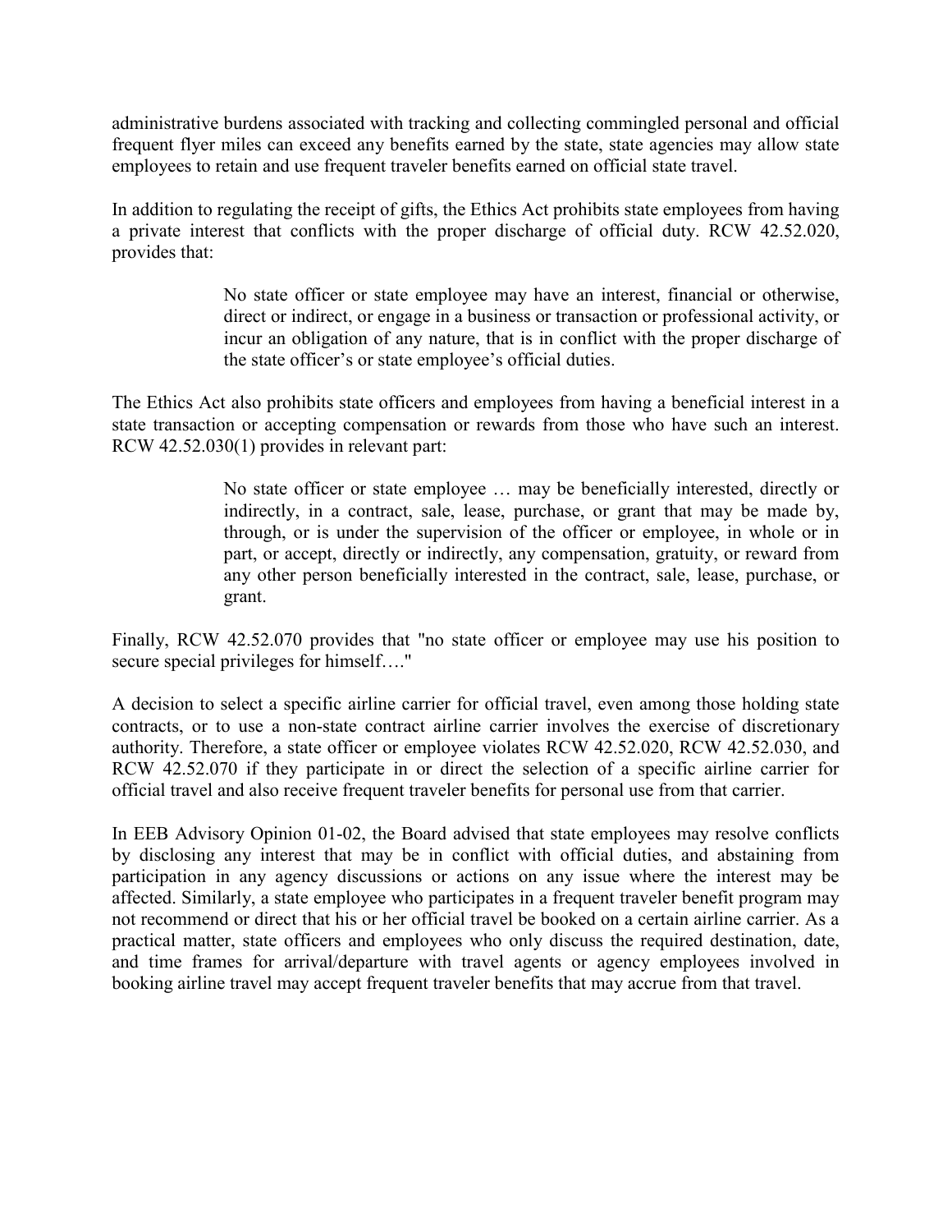administrative burdens associated with tracking and collecting commingled personal and official frequent flyer miles can exceed any benefits earned by the state, state agencies may allow state employees to retain and use frequent traveler benefits earned on official state travel.

In addition to regulating the receipt of gifts, the Ethics Act prohibits state employees from having a private interest that conflicts with the proper discharge of official duty. RCW 42.52.020, provides that:

> No state officer or state employee may have an interest, financial or otherwise, direct or indirect, or engage in a business or transaction or professional activity, or incur an obligation of any nature, that is in conflict with the proper discharge of the state officer's or state employee's official duties.

The Ethics Act also prohibits state officers and employees from having a beneficial interest in a state transaction or accepting compensation or rewards from those who have such an interest. RCW 42.52.030(1) provides in relevant part:

> No state officer or state employee … may be beneficially interested, directly or indirectly, in a contract, sale, lease, purchase, or grant that may be made by, through, or is under the supervision of the officer or employee, in whole or in part, or accept, directly or indirectly, any compensation, gratuity, or reward from any other person beneficially interested in the contract, sale, lease, purchase, or grant.

Finally, RCW 42.52.070 provides that "no state officer or employee may use his position to secure special privileges for himself…."

A decision to select a specific airline carrier for official travel, even among those holding state contracts, or to use a non-state contract airline carrier involves the exercise of discretionary authority. Therefore, a state officer or employee violates RCW 42.52.020, RCW 42.52.030, and RCW 42.52.070 if they participate in or direct the selection of a specific airline carrier for official travel and also receive frequent traveler benefits for personal use from that carrier.

In EEB Advisory Opinion 01-02, the Board advised that state employees may resolve conflicts by disclosing any interest that may be in conflict with official duties, and abstaining from participation in any agency discussions or actions on any issue where the interest may be affected. Similarly, a state employee who participates in a frequent traveler benefit program may not recommend or direct that his or her official travel be booked on a certain airline carrier. As a practical matter, state officers and employees who only discuss the required destination, date, and time frames for arrival/departure with travel agents or agency employees involved in booking airline travel may accept frequent traveler benefits that may accrue from that travel.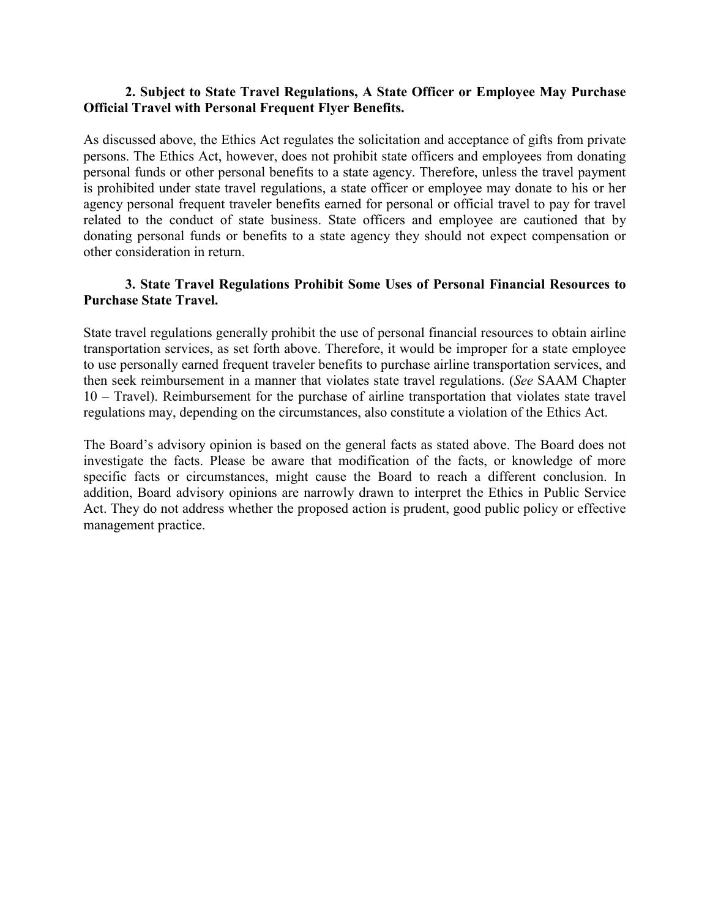**2. Subject to State Travel Regulations, A State Officer or Employee May Purchase Official Travel with Personal Frequent Flyer Benefits.**

As discussed above, the Ethics Act regulates the solicitation and acceptance of gifts from private persons. The Ethics Act, however, does not prohibit state officers and employees from donating personal funds or other personal benefits to a state agency. Therefore, unless the travel payment is prohibited under state travel regulations, a state officer or employee may donate to his or her agency personal frequent traveler benefits earned for personal or official travel to pay for travel related to the conduct of state business. State officers and employee are cautioned that by donating personal funds or benefits to a state agency they should not expect compensation or other consideration in return.

**3. State Travel Regulations Prohibit Some Uses of Personal Financial Resources to Purchase State Travel.**

State travel regulations generally prohibit the use of personal financial resources to obtain airline transportation services, as set forth above. Therefore, it would be improper for a state employee to use personally earned frequent traveler benefits to purchase airline transportation services, and then seek reimbursement in a manner that violates state travel regulations. (*See* SAAM Chapter 10 – Travel). Reimbursement for the purchase of airline transportation that violates state travel regulations may, depending on the circumstances, also constitute a violation of the Ethics Act.

The Board's advisory opinion is based on the general facts as stated above. The Board does not investigate the facts. Please be aware that modification of the facts, or knowledge of more specific facts or circumstances, might cause the Board to reach a different conclusion. In addition, Board advisory opinions are narrowly drawn to interpret the Ethics in Public Service Act. They do not address whether the proposed action is prudent, good public policy or effective management practice.